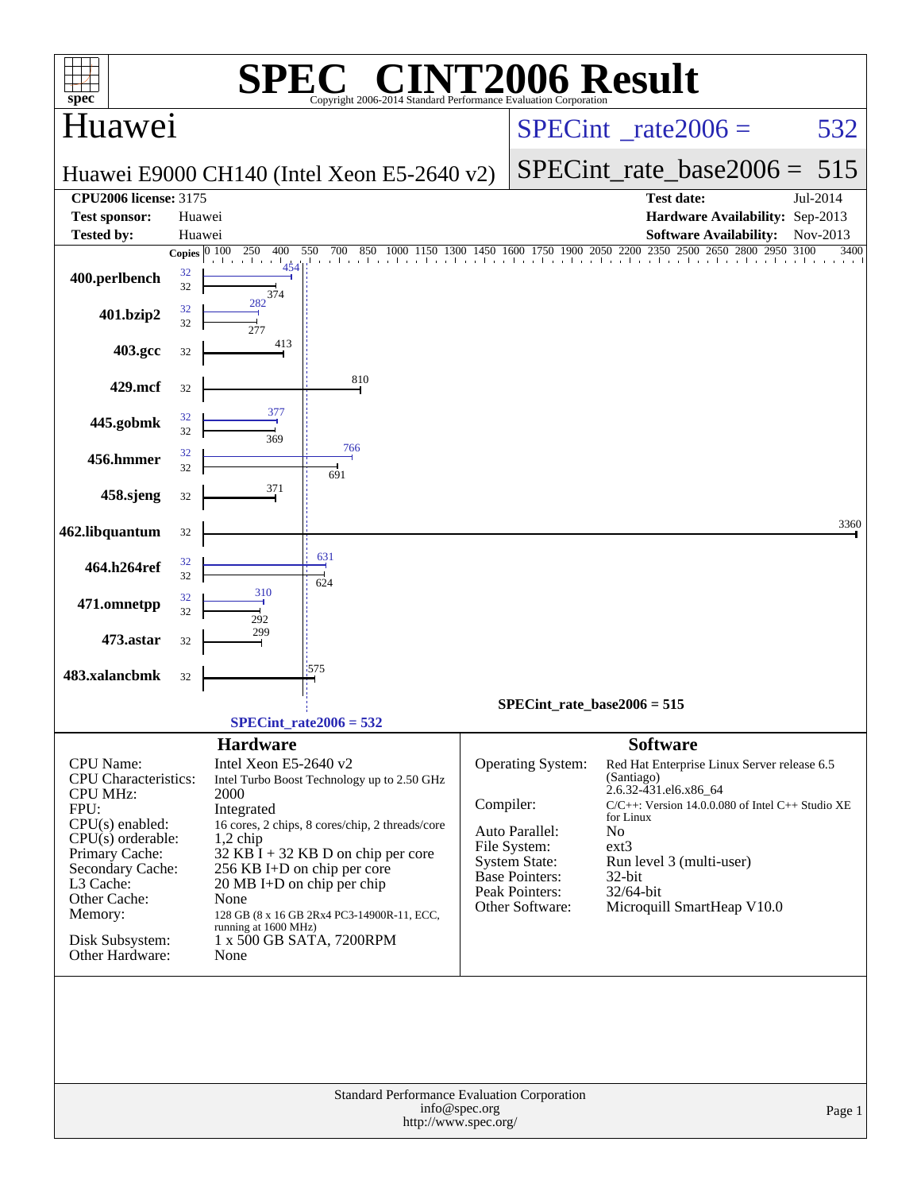# SPEC® CINT2006 Result

Copyright 2006-2014 Standard Performance Evaluation Corporation

## Huawei

Huawei E9000 CH140 (Intel Xeon E5-2640 v2)

SPECint_rate2006 = 532

SPECint_rate_base2006 = 515

| | | | |
|---|---|---|---|
| **CPU2006 license:** | 3175 | **Test date:** | Jul-2014 |
| **Test sponsor:** | Huawei | **Hardware Availability:** | Sep-2013 |
| **Tested by:** | Huawei | **Software Availability:** | Nov-2013 |

Copies 0 100 250 400 550 700 850 1000 1150 1300 1450 1600 1750 1900 2050 2200 2350 2500 2650 2800 2950 3100 3400

400.perlbench 32 32 454 374

401.bzip2 32 32 282 277

403.gcc 32 413

429.mcf 32 810

445.gobmk 32 32 377 369

456.hmmer 32 32 766 691

458.sjeng 32 371

462.libquantum 32 3360

464.h264ref 32 32 631 624

471.omnetpp 32 32 310 292

473.astar 32 299

483.xalancbmk 32 575

SPECint_rate_base2006 = 515

SPECint_rate2006 = 532

### Hardware

| | |
|---|---|
| CPU Name: | Intel Xeon E5-2640 v2 |
| CPU Characteristics: | Intel Turbo Boost Technology up to 2.50 GHz |
| CPU MHz: | 2000 |
| FPU: | Integrated |
| CPU(s) enabled: | 16 cores, 2 chips, 8 cores/chip, 2 threads/core |
| CPU(s) orderable: | 1,2 chip |
| Primary Cache: | 32 KB I + 32 KB D on chip per core |
| Secondary Cache: | 256 KB I+D on chip per core |
| L3 Cache: | 20 MB I+D on chip per chip |
| Other Cache: | None |
| Memory: | 128 GB (8 x 16 GB 2Rx4 PC3-14900R-11, ECC, running at 1600 MHz) |
| Disk Subsystem: | 1 x 500 GB SATA, 7200RPM |
| Other Hardware: | None |

### Software

| | |
|---|---|
| Operating System: | Red Hat Enterprise Linux Server release 6.5 (Santiago) 2.6.32-431.el6.x86_64 |
| Compiler: | C/C++: Version 14.0.0.080 of Intel C++ Studio XE for Linux |
| Auto Parallel: | No |
| File System: | ext3 |
| System State: | Run level 3 (multi-user) |
| Base Pointers: | 32-bit |
| Peak Pointers: | 32/64-bit |
| Other Software: | Microquill SmartHeap V10.0 |

Standard Performance Evaluation Corporation
info@spec.org
http://www.spec.org/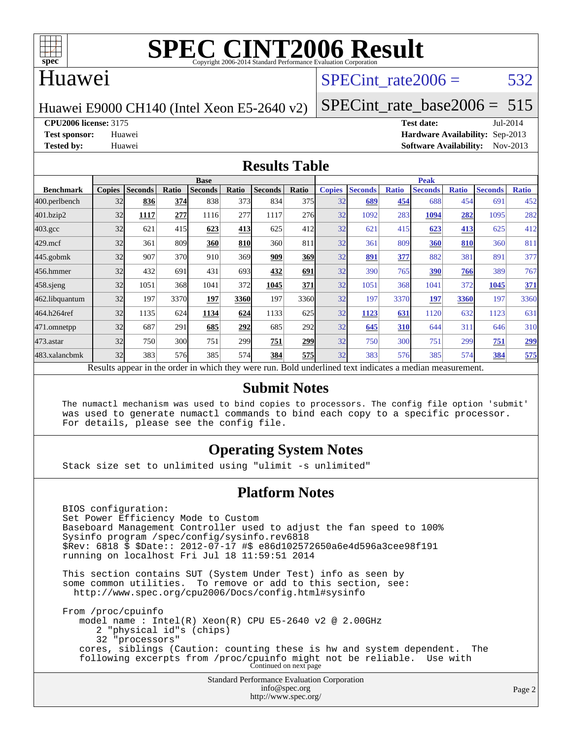# SPEC CINT2006 Result

Copyright 2006-2014 Standard Performance Evaluation Corporation

## Huawei

Huawei E9000 CH140 (Intel Xeon E5-2640 v2)

SPECint_rate2006 = 532

SPECint_rate_base2006 = 515

**CPU2006 license:** 3175

**Test sponsor:** Huawei

**Tested by:** Huawei

**Test date:** Jul-2014

**Hardware Availability:** Sep-2013

**Software Availability:** Nov-2013

## Results Table

| | Base | | | | | | | | Peak | | | | | | |
|---|---|---|---|---|---|---|---|---|---|---|---|---|---|---|---|
| **Benchmark** | **Copies** | **Seconds** | **Ratio** | **Seconds** | **Ratio** | **Seconds** | **Ratio** | **Copies** | **Seconds** | **Ratio** | **Seconds** | **Ratio** | **Seconds** | **Ratio** |
| 400.perlbench | 32 | **836** | **374** | 838 | 373 | 834 | 375 | 32 | **689** | **454** | 688 | 454 | 691 | 452 |
| 401.bzip2 | 32 | **1117** | **277** | 1116 | 277 | 1117 | 276 | 32 | 1092 | 283 | **1094** | **282** | 1095 | 282 |
| 403.gcc | 32 | 621 | 415 | **623** | **413** | 625 | 412 | 32 | 621 | 415 | **623** | **413** | 625 | 412 |
| 429.mcf | 32 | 361 | 809 | **360** | **810** | 360 | 811 | 32 | 361 | 809 | **360** | **810** | 360 | 811 |
| 445.gobmk | 32 | 907 | 370 | 910 | 369 | **909** | **369** | 32 | **891** | **377** | 882 | 381 | 891 | 377 |
| 456.hmmer | 32 | 432 | 691 | 431 | 693 | **432** | **691** | 32 | 390 | 765 | **390** | **766** | 389 | 767 |
| 458.sjeng | 32 | 1051 | 368 | 1041 | 372 | **1045** | **371** | 32 | 1051 | 368 | 1041 | 372 | **1045** | **371** |
| 462.libquantum | 32 | 197 | 3370 | **197** | **3360** | 197 | 3360 | 32 | 197 | 3370 | **197** | **3360** | 197 | 3360 |
| 464.h264ref | 32 | 1135 | 624 | **1134** | **624** | 1133 | 625 | 32 | **1123** | **631** | 1120 | 632 | 1123 | 631 |
| 471.omnetpp | 32 | 687 | 291 | **685** | **292** | 685 | 292 | 32 | **645** | **310** | 644 | 311 | 646 | 310 |
| 473.astar | 32 | 750 | 300 | 751 | 299 | **751** | **299** | 32 | 750 | 300 | 751 | 299 | **751** | **299** |
| 483.xalancbmk | 32 | 383 | 576 | 385 | 574 | **384** | **575** | 32 | 383 | 576 | 385 | 574 | **384** | **575** |

Results appear in the order in which they were run. Bold underlined text indicates a median measurement.

## Submit Notes

```
The numactl mechanism was used to bind copies to processors. The config file option 'submit'
was used to generate numactl commands to bind each copy to a specific processor.
For details, please see the config file.
```

## Operating System Notes

```
Stack size set to unlimited using "ulimit -s unlimited"
```

## Platform Notes

```
BIOS configuration:
Set Power Efficiency Mode to Custom
Baseboard Management Controller used to adjust the fan speed to 100%
Sysinfo program /spec/config/sysinfo.rev6818
$Rev: 6818 $ $Date:: 2012-07-17 #$ e86d102572650a6e4d596a3cee98f191
running on localhost Fri Jul 18 11:59:51 2014

This section contains SUT (System Under Test) info as seen by
some common utilities.  To remove or add to this section, see:
  http://www.spec.org/cpu2006/Docs/config.html#sysinfo

From /proc/cpuinfo
   model name : Intel(R) Xeon(R) CPU E5-2640 v2 @ 2.00GHz
      2 "physical id"s (chips)
      32 "processors"
   cores, siblings (Caution: counting these is hw and system dependent.  The
   following excerpts from /proc/cpuinfo might not be reliable.  Use with
```

Continued on next page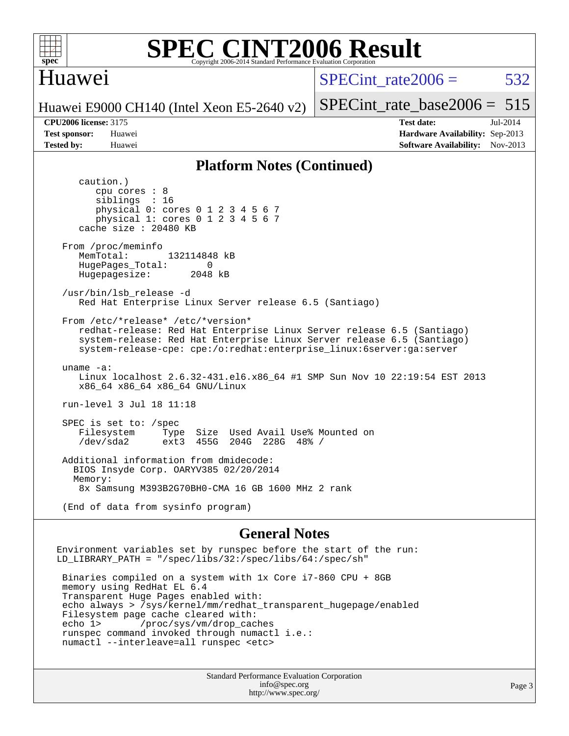# SPEC CINT2006 Result

Copyright 2006-2014 Standard Performance Evaluation Corporation

## Huawei

Huawei E9000 CH140 (Intel Xeon E5-2640 v2)

SPECint_rate2006 = 532

SPECint_rate_base2006 = 515

**CPU2006 license:** 3175
**Test sponsor:** Huawei
**Tested by:** Huawei

**Test date:** Jul-2014
**Hardware Availability:** Sep-2013
**Software Availability:** Nov-2013

## Platform Notes (Continued)

```
      caution.)
         cpu cores : 8
         siblings  : 16
         physical 0: cores 0 1 2 3 4 5 6 7
         physical 1: cores 0 1 2 3 4 5 6 7
      cache size : 20480 KB

   From /proc/meminfo
      MemTotal:       132114848 kB
      HugePages_Total:        0
      Hugepagesize:        2048 kB

   /usr/bin/lsb_release -d
      Red Hat Enterprise Linux Server release 6.5 (Santiago)

   From /etc/*release* /etc/*version*
      redhat-release: Red Hat Enterprise Linux Server release 6.5 (Santiago)
      system-release: Red Hat Enterprise Linux Server release 6.5 (Santiago)
      system-release-cpe: cpe:/o:redhat:enterprise_linux:6server:ga:server

   uname -a:
      Linux localhost 2.6.32-431.el6.x86_64 #1 SMP Sun Nov 10 22:19:54 EST 2013
      x86_64 x86_64 x86_64 GNU/Linux

   run-level 3 Jul 18 11:18

   SPEC is set to: /spec
      Filesystem     Type  Size  Used Avail Use% Mounted on
      /dev/sda2      ext3  455G  204G  228G  48% /

   Additional information from dmidecode:
     BIOS Insyde Corp. OARYV385 02/20/2014
     Memory:
      8x Samsung M393B2G70BH0-CMA 16 GB 1600 MHz 2 rank

   (End of data from sysinfo program)
```

## General Notes

```
 Environment variables set by runspec before the start of the run:
 LD_LIBRARY_PATH = "/spec/libs/32:/spec/libs/64:/spec/sh"

  Binaries compiled on a system with 1x Core i7-860 CPU + 8GB
  memory using RedHat EL 6.4
  Transparent Huge Pages enabled with:
  echo always > /sys/kernel/mm/redhat_transparent_hugepage/enabled
  Filesystem page cache cleared with:
  echo 1>       /proc/sys/vm/drop_caches
  runspec command invoked through numactl i.e.:
  numactl --interleave=all runspec <etc>
```

Standard Performance Evaluation Corporation
info@spec.org
http://www.spec.org/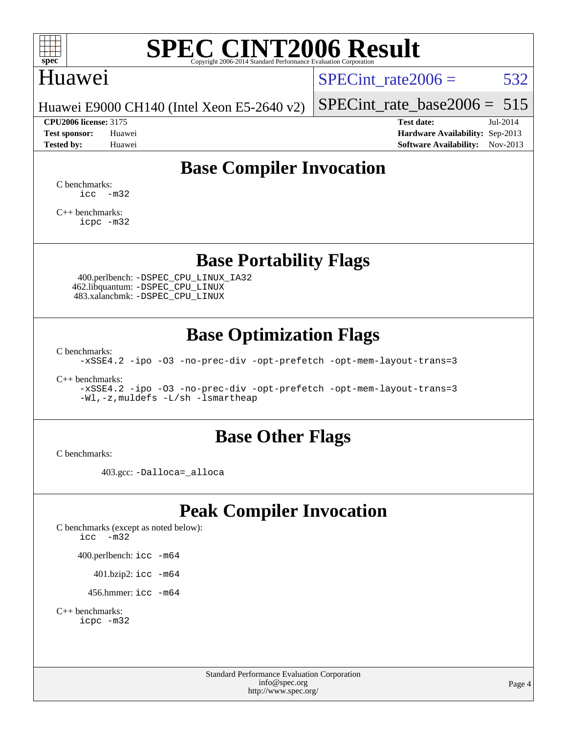# SPEC CINT2006 Result

Copyright 2006-2014 Standard Performance Evaluation Corporation

## Huawei

Huawei E9000 CH140 (Intel Xeon E5-2640 v2)

SPECint_rate2006 = 532

SPECint_rate_base2006 = 515

**CPU2006 license:** 3175
**Test sponsor:** Huawei
**Tested by:** Huawei

**Test date:** Jul-2014
**Hardware Availability:** Sep-2013
**Software Availability:** Nov-2013

## Base Compiler Invocation

C benchmarks:
```
icc -m32
```

C++ benchmarks:
```
icpc -m32
```

## Base Portability Flags

400.perlbench: `-DSPEC_CPU_LINUX_IA32`
462.libquantum: `-DSPEC_CPU_LINUX`
483.xalancbmk: `-DSPEC_CPU_LINUX`

## Base Optimization Flags

C benchmarks:
```
-xSSE4.2 -ipo -O3 -no-prec-div -opt-prefetch -opt-mem-layout-trans=3
```

C++ benchmarks:
```
-xSSE4.2 -ipo -O3 -no-prec-div -opt-prefetch -opt-mem-layout-trans=3
-Wl,-z,muldefs -L/sh -lsmartheap
```

## Base Other Flags

C benchmarks:

403.gcc: `-Dalloca=_alloca`

## Peak Compiler Invocation

C benchmarks (except as noted below):
```
icc -m32
```

400.perlbench: `icc -m64`

401.bzip2: `icc -m64`

456.hmmer: `icc -m64`

C++ benchmarks:
```
icpc -m32
```

Standard Performance Evaluation Corporation
info@spec.org
http://www.spec.org/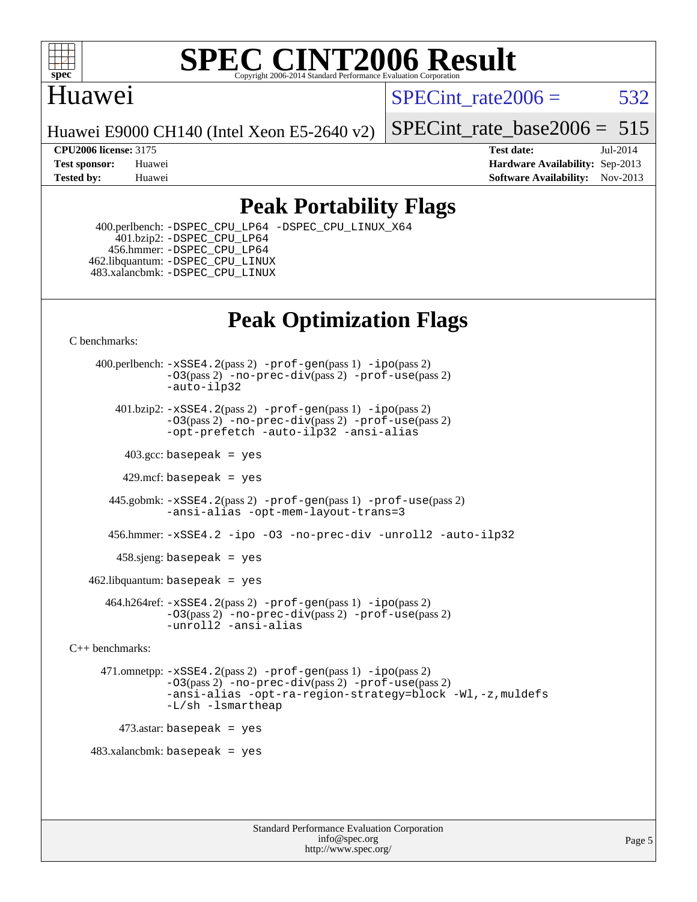# SPEC CINT2006 Result

Copyright 2006-2014 Standard Performance Evaluation Corporation

## Huawei

Huawei E9000 CH140 (Intel Xeon E5-2640 v2)

SPECint_rate2006 = 532

SPECint_rate_base2006 = 515

**CPU2006 license:** 3175
**Test sponsor:** Huawei
**Tested by:** Huawei

**Test date:** Jul-2014
**Hardware Availability:** Sep-2013
**Software Availability:** Nov-2013

## Peak Portability Flags

400.perlbench: -DSPEC_CPU_LP64 -DSPEC_CPU_LINUX_X64
401.bzip2: -DSPEC_CPU_LP64
456.hmmer: -DSPEC_CPU_LP64
462.libquantum: -DSPEC_CPU_LINUX
483.xalancbmk: -DSPEC_CPU_LINUX

## Peak Optimization Flags

C benchmarks:

400.perlbench: -xSSE4.2(pass 2) -prof-gen(pass 1) -ipo(pass 2) -O3(pass 2) -no-prec-div(pass 2) -prof-use(pass 2) -auto-ilp32

401.bzip2: -xSSE4.2(pass 2) -prof-gen(pass 1) -ipo(pass 2) -O3(pass 2) -no-prec-div(pass 2) -prof-use(pass 2) -opt-prefetch -auto-ilp32 -ansi-alias

403.gcc: basepeak = yes

429.mcf: basepeak = yes

445.gobmk: -xSSE4.2(pass 2) -prof-gen(pass 1) -prof-use(pass 2) -ansi-alias -opt-mem-layout-trans=3

456.hmmer: -xSSE4.2 -ipo -O3 -no-prec-div -unroll2 -auto-ilp32

458.sjeng: basepeak = yes

462.libquantum: basepeak = yes

464.h264ref: -xSSE4.2(pass 2) -prof-gen(pass 1) -ipo(pass 2) -O3(pass 2) -no-prec-div(pass 2) -prof-use(pass 2) -unroll2 -ansi-alias

C++ benchmarks:

471.omnetpp: -xSSE4.2(pass 2) -prof-gen(pass 1) -ipo(pass 2) -O3(pass 2) -no-prec-div(pass 2) -prof-use(pass 2) -ansi-alias -opt-ra-region-strategy=block -Wl,-z,muldefs -L/sh -lsmartheap

473.astar: basepeak = yes

483.xalancbmk: basepeak = yes

Standard Performance Evaluation Corporation
info@spec.org
http://www.spec.org/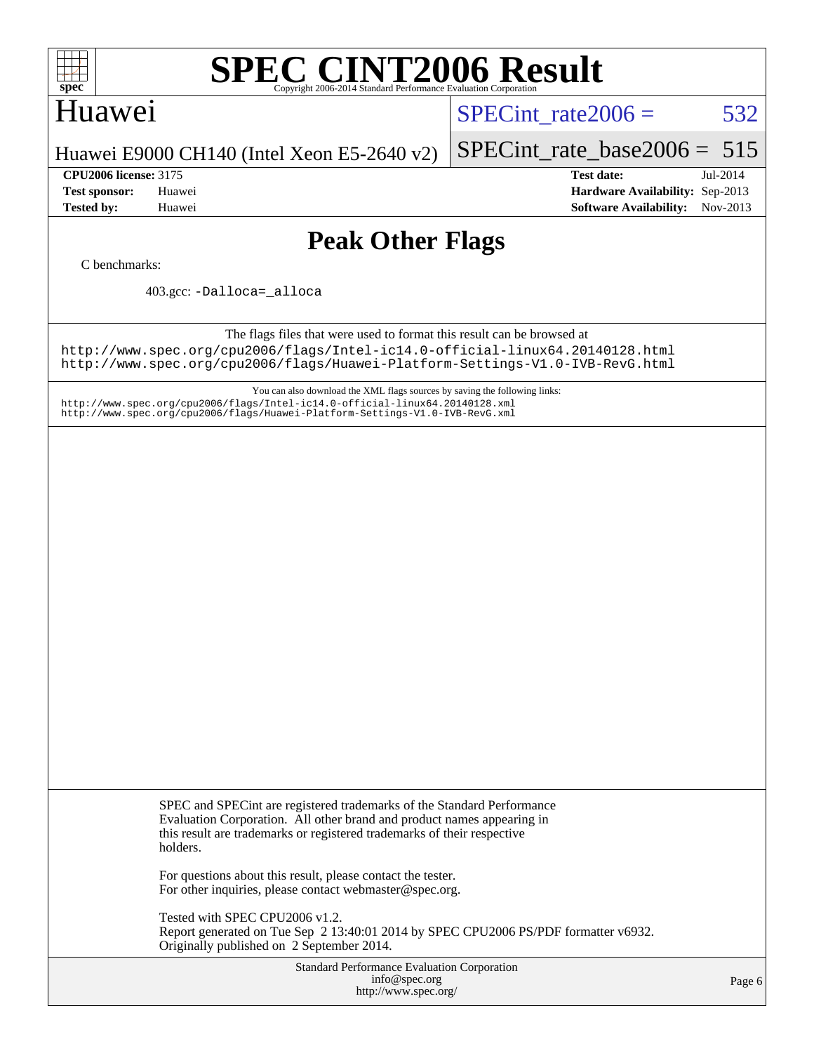## Peak Other Flags

C benchmarks:

403.gcc: -Dalloca=_alloca

The flags files that were used to format this result can be browsed at
http://www.spec.org/cpu2006/flags/Intel-ic14.0-official-linux64.20140128.html
http://www.spec.org/cpu2006/flags/Huawei-Platform-Settings-V1.0-IVB-RevG.html

You can also download the XML flags sources by saving the following links:
http://www.spec.org/cpu2006/flags/Intel-ic14.0-official-linux64.20140128.xml
http://www.spec.org/cpu2006/flags/Huawei-Platform-Settings-V1.0-IVB-RevG.xml

SPEC and SPECint are registered trademarks of the Standard Performance Evaluation Corporation. All other brand and product names appearing in this result are trademarks or registered trademarks of their respective holders.

For questions about this result, please contact the tester.
For other inquiries, please contact webmaster@spec.org.

Tested with SPEC CPU2006 v1.2.
Report generated on Tue Sep 2 13:40:01 2014 by SPEC CPU2006 PS/PDF formatter v6932.
Originally published on 2 September 2014.